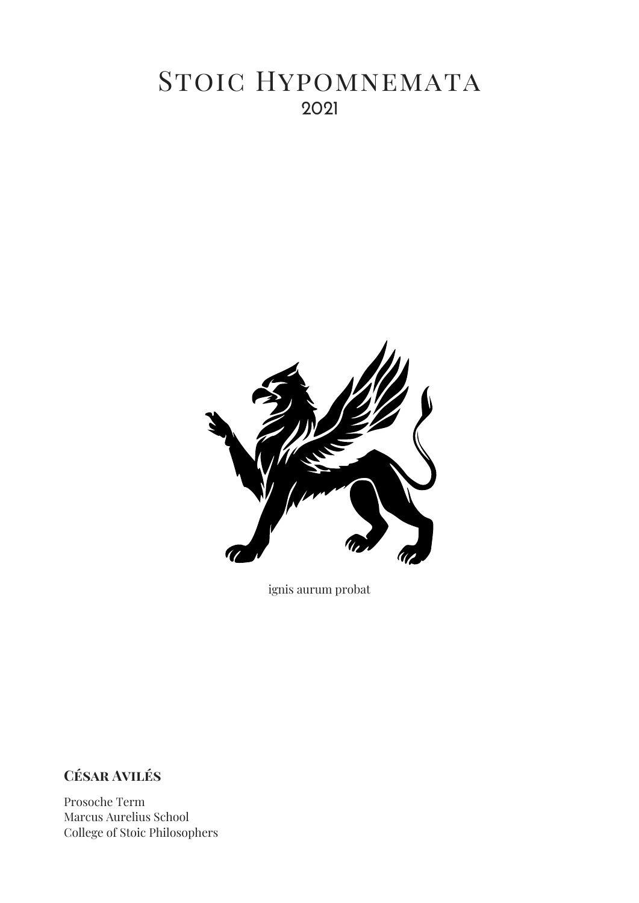# Stoic Hypomnemata

2021

ignis aurum probat

**César Avilés**

Prosoche Term
Marcus Aurelius School
College of Stoic Philosophers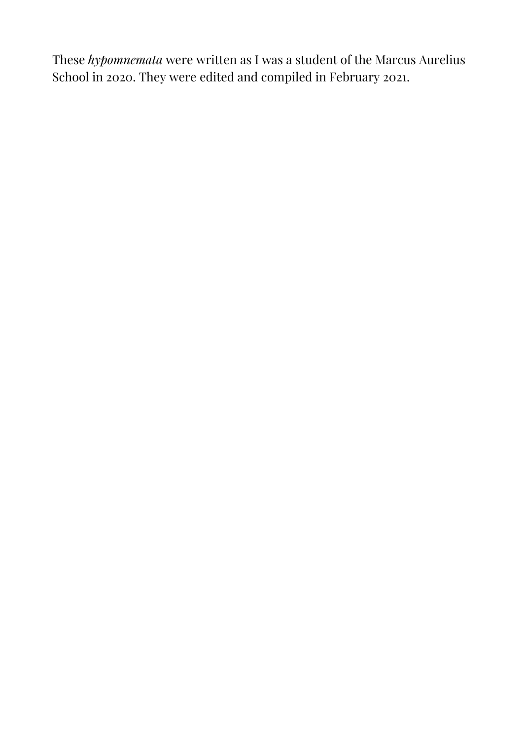These *hypomnemata* were written as I was a student of the Marcus Aurelius School in 2020. They were edited and compiled in February 2021.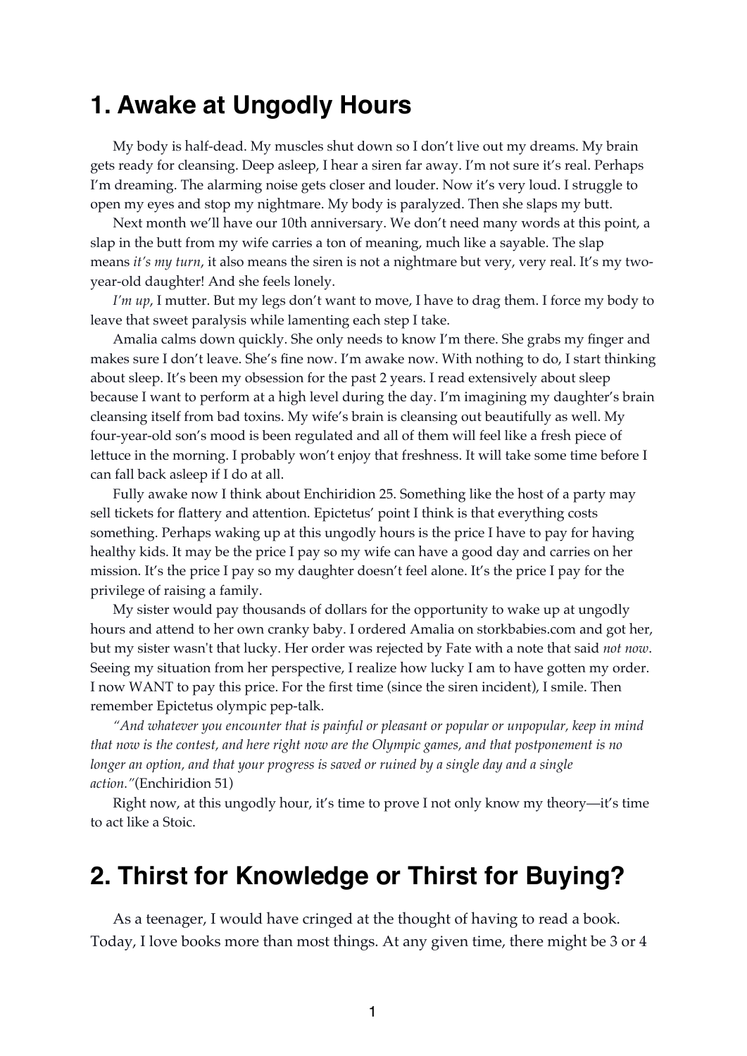## 1. Awake at Ungodly Hours

My body is half-dead. My muscles shut down so I don't live out my dreams. My brain gets ready for cleansing. Deep asleep, I hear a siren far away. I'm not sure it's real. Perhaps I'm dreaming. The alarming noise gets closer and louder. Now it's very loud. I struggle to open my eyes and stop my nightmare. My body is paralyzed. Then she slaps my butt.

Next month we'll have our 10th anniversary. We don't need many words at this point, a slap in the butt from my wife carries a ton of meaning, much like a sayable. The slap means *it's my turn*, it also means the siren is not a nightmare but very, very real. It's my two-year-old daughter! And she feels lonely.

*I'm up*, I mutter. But my legs don't want to move, I have to drag them. I force my body to leave that sweet paralysis while lamenting each step I take.

Amalia calms down quickly. She only needs to know I'm there. She grabs my finger and makes sure I don't leave. She's fine now. I'm awake now. With nothing to do, I start thinking about sleep. It's been my obsession for the past 2 years. I read extensively about sleep because I want to perform at a high level during the day. I'm imagining my daughter's brain cleansing itself from bad toxins. My wife's brain is cleansing out beautifully as well. My four-year-old son's mood is been regulated and all of them will feel like a fresh piece of lettuce in the morning. I probably won't enjoy that freshness. It will take some time before I can fall back asleep if I do at all.

Fully awake now I think about Enchiridion 25. Something like the host of a party may sell tickets for flattery and attention. Epictetus' point I think is that everything costs something. Perhaps waking up at this ungodly hours is the price I have to pay for having healthy kids. It may be the price I pay so my wife can have a good day and carries on her mission. It's the price I pay so my daughter doesn't feel alone. It's the price I pay for the privilege of raising a family.

My sister would pay thousands of dollars for the opportunity to wake up at ungodly hours and attend to her own cranky baby. I ordered Amalia on storkbabies.com and got her, but my sister wasn't that lucky. Her order was rejected by Fate with a note that said *not now*. Seeing my situation from her perspective, I realize how lucky I am to have gotten my order. I now WANT to pay this price. For the first time (since the siren incident), I smile. Then remember Epictetus olympic pep-talk.

*"And whatever you encounter that is painful or pleasant or popular or unpopular, keep in mind that now is the contest, and here right now are the Olympic games, and that postponement is no longer an option, and that your progress is saved or ruined by a single day and a single action."*(Enchiridion 51)

Right now, at this ungodly hour, it's time to prove I not only know my theory—it's time to act like a Stoic.

## 2. Thirst for Knowledge or Thirst for Buying?

As a teenager, I would have cringed at the thought of having to read a book. Today, I love books more than most things. At any given time, there might be 3 or 4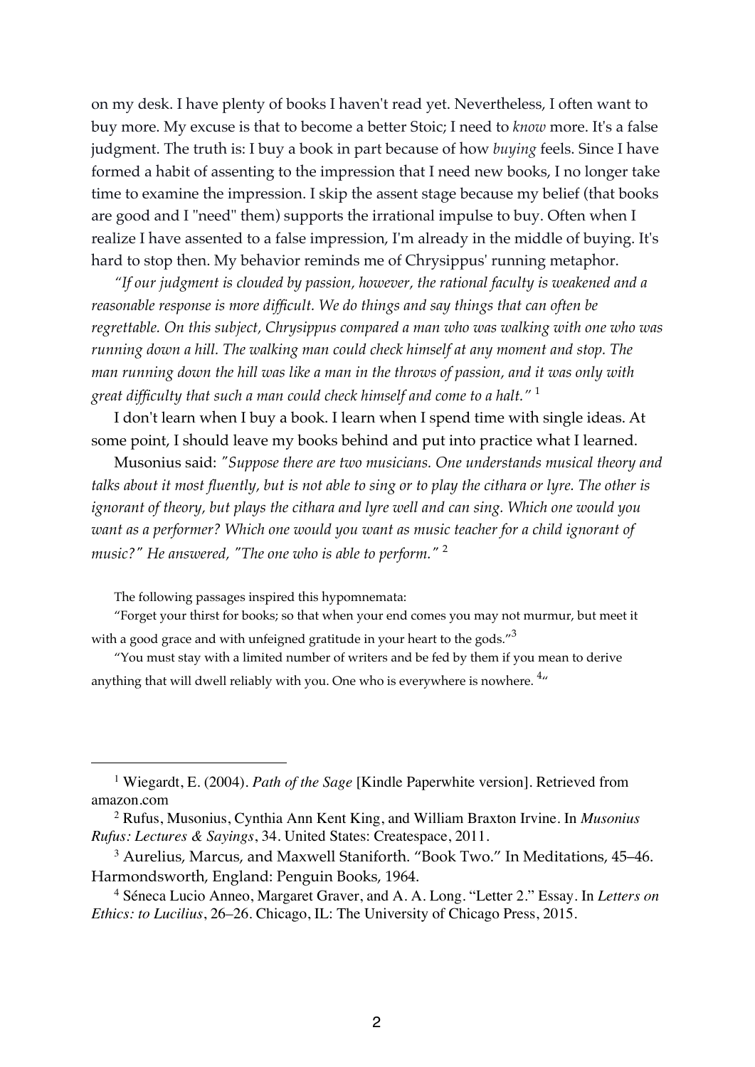on my desk. I have plenty of books I haven't read yet. Nevertheless, I often want to buy more. My excuse is that to become a better Stoic; I need to *know* more. It's a false judgment. The truth is: I buy a book in part because of how *buying* feels. Since I have formed a habit of assenting to the impression that I need new books, I no longer take time to examine the impression. I skip the assent stage because my belief (that books are good and I "need" them) supports the irrational impulse to buy. Often when I realize I have assented to a false impression, I'm already in the middle of buying. It's hard to stop then. My behavior reminds me of Chrysippus' running metaphor.

*"If our judgment is clouded by passion, however, the rational faculty is weakened and a reasonable response is more difficult. We do things and say things that can often be regrettable. On this subject, Chrysippus compared a man who was walking with one who was running down a hill. The walking man could check himself at any moment and stop. The man running down the hill was like a man in the throws of passion, and it was only with great difficulty that such a man could check himself and come to a halt."* [1]

I don't learn when I buy a book. I learn when I spend time with single ideas. At some point, I should leave my books behind and put into practice what I learned.

Musonius said: *"Suppose there are two musicians. One understands musical theory and talks about it most fluently, but is not able to sing or to play the cithara or lyre. The other is ignorant of theory, but plays the cithara and lyre well and can sing. Which one would you want as a performer? Which one would you want as music teacher for a child ignorant of music?" He answered, "The one who is able to perform."* [2]

The following passages inspired this hypomnemata:

"Forget your thirst for books; so that when your end comes you may not murmur, but meet it with a good grace and with unfeigned gratitude in your heart to the gods."[3]

"You must stay with a limited number of writers and be fed by them if you mean to derive anything that will dwell reliably with you. One who is everywhere is nowhere. [4]"

---

[1] Wiegardt, E. (2004). *Path of the Sage* [Kindle Paperwhite version]. Retrieved from amazon.com

[2] Rufus, Musonius, Cynthia Ann Kent King, and William Braxton Irvine. In *Musonius Rufus: Lectures & Sayings*, 34. United States: Createspace, 2011.

[3] Aurelius, Marcus, and Maxwell Staniforth. "Book Two." In Meditations, 45–46. Harmondsworth, England: Penguin Books, 1964.

[4] Séneca Lucio Anneo, Margaret Graver, and A. A. Long. "Letter 2." Essay. In *Letters on Ethics: to Lucilius*, 26–26. Chicago, IL: The University of Chicago Press, 2015.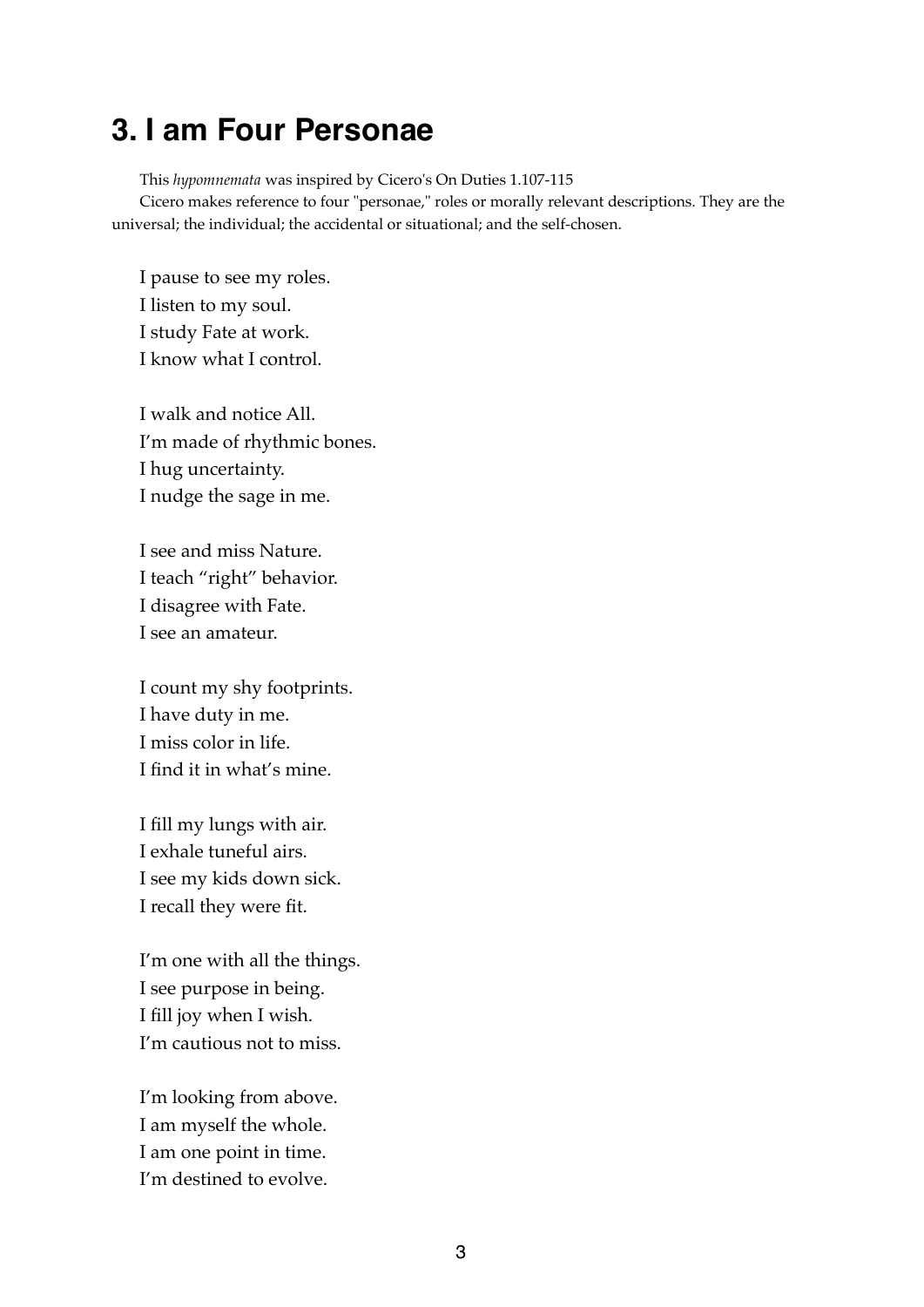# 3. I am Four Personae

This *hypomnemata* was inspired by Cicero's On Duties 1.107-115

Cicero makes reference to four "personae," roles or morally relevant descriptions. They are the universal; the individual; the accidental or situational; and the self-chosen.

I pause to see my roles.  
I listen to my soul.  
I study Fate at work.  
I know what I control.

I walk and notice All.  
I'm made of rhythmic bones.  
I hug uncertainty.  
I nudge the sage in me.

I see and miss Nature.  
I teach "right" behavior.  
I disagree with Fate.  
I see an amateur.

I count my shy footprints.  
I have duty in me.  
I miss color in life.  
I find it in what's mine.

I fill my lungs with air.  
I exhale tuneful airs.  
I see my kids down sick.  
I recall they were fit.

I'm one with all the things.  
I see purpose in being.  
I fill joy when I wish.  
I'm cautious not to miss.

I'm looking from above.  
I am myself the whole.  
I am one point in time.  
I'm destined to evolve.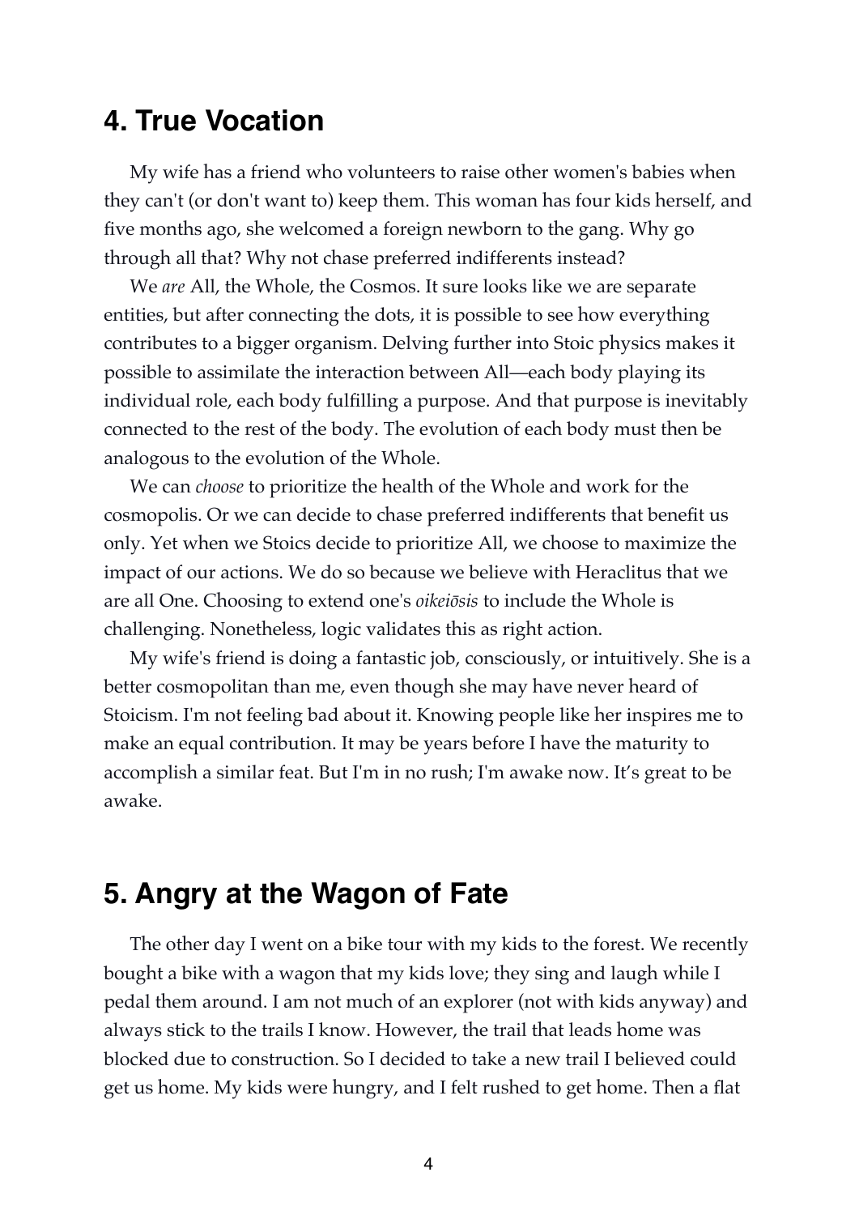## 4. True Vocation

My wife has a friend who volunteers to raise other women's babies when they can't (or don't want to) keep them. This woman has four kids herself, and five months ago, she welcomed a foreign newborn to the gang. Why go through all that? Why not chase preferred indifferents instead?

We *are* All, the Whole, the Cosmos. It sure looks like we are separate entities, but after connecting the dots, it is possible to see how everything contributes to a bigger organism. Delving further into Stoic physics makes it possible to assimilate the interaction between All—each body playing its individual role, each body fulfilling a purpose. And that purpose is inevitably connected to the rest of the body. The evolution of each body must then be analogous to the evolution of the Whole.

We can *choose* to prioritize the health of the Whole and work for the cosmopolis. Or we can decide to chase preferred indifferents that benefit us only. Yet when we Stoics decide to prioritize All, we choose to maximize the impact of our actions. We do so because we believe with Heraclitus that we are all One. Choosing to extend one's *oikeiōsis* to include the Whole is challenging. Nonetheless, logic validates this as right action.

My wife's friend is doing a fantastic job, consciously, or intuitively. She is a better cosmopolitan than me, even though she may have never heard of Stoicism. I'm not feeling bad about it. Knowing people like her inspires me to make an equal contribution. It may be years before I have the maturity to accomplish a similar feat. But I'm in no rush; I'm awake now. It's great to be awake.

## 5. Angry at the Wagon of Fate

The other day I went on a bike tour with my kids to the forest. We recently bought a bike with a wagon that my kids love; they sing and laugh while I pedal them around. I am not much of an explorer (not with kids anyway) and always stick to the trails I know. However, the trail that leads home was blocked due to construction. So I decided to take a new trail I believed could get us home. My kids were hungry, and I felt rushed to get home. Then a flat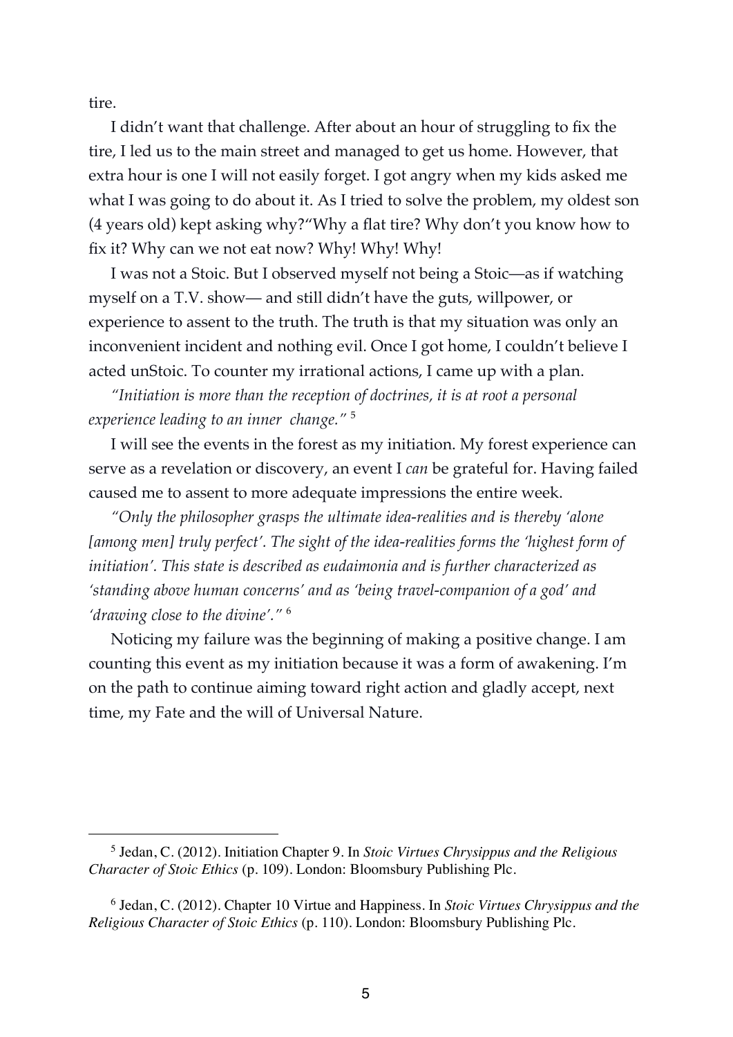tire.

I didn't want that challenge. After about an hour of struggling to fix the tire, I led us to the main street and managed to get us home. However, that extra hour is one I will not easily forget. I got angry when my kids asked me what I was going to do about it. As I tried to solve the problem, my oldest son (4 years old) kept asking why?"Why a flat tire? Why don't you know how to fix it? Why can we not eat now? Why! Why! Why!

I was not a Stoic. But I observed myself not being a Stoic—as if watching myself on a T.V. show— and still didn't have the guts, willpower, or experience to assent to the truth. The truth is that my situation was only an inconvenient incident and nothing evil. Once I got home, I couldn't believe I acted unStoic. To counter my irrational actions, I came up with a plan.

*"Initiation is more than the reception of doctrines, it is at root a personal experience leading to an inner change."* [5]

I will see the events in the forest as my initiation. My forest experience can serve as a revelation or discovery, an event I *can* be grateful for. Having failed caused me to assent to more adequate impressions the entire week.

*"Only the philosopher grasps the ultimate idea-realities and is thereby 'alone [among men] truly perfect'. The sight of the idea-realities forms the 'highest form of initiation'. This state is described as eudaimonia and is further characterized as 'standing above human concerns' and as 'being travel-companion of a god' and 'drawing close to the divine'."* [6]

Noticing my failure was the beginning of making a positive change. I am counting this event as my initiation because it was a form of awakening. I'm on the path to continue aiming toward right action and gladly accept, next time, my Fate and the will of Universal Nature.

---

[5] Jedan, C. (2012). Initiation Chapter 9. In *Stoic Virtues Chrysippus and the Religious Character of Stoic Ethics* (p. 109). London: Bloomsbury Publishing Plc.

[6] Jedan, C. (2012). Chapter 10 Virtue and Happiness. In *Stoic Virtues Chrysippus and the Religious Character of Stoic Ethics* (p. 110). London: Bloomsbury Publishing Plc.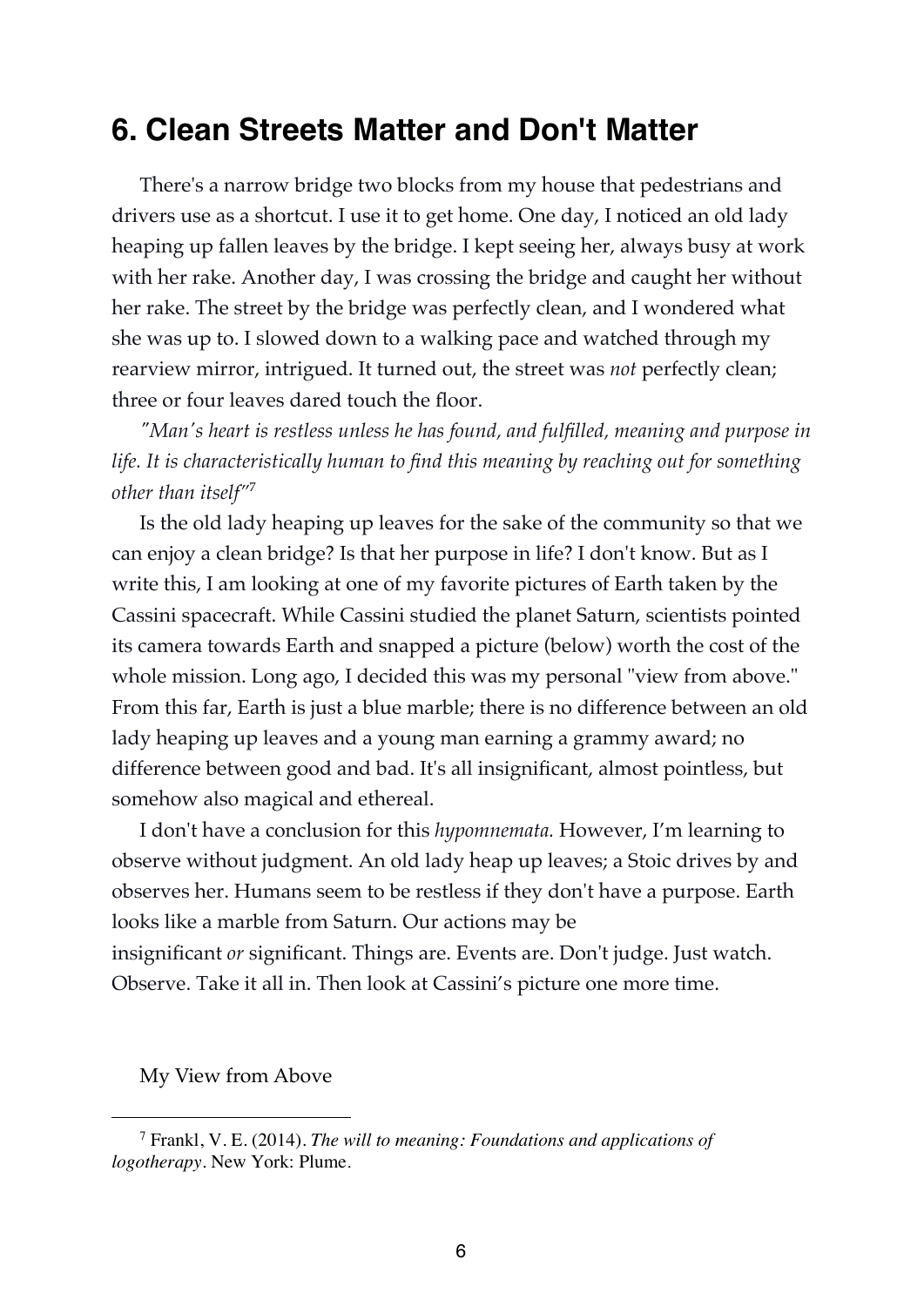## 6. Clean Streets Matter and Don't Matter

There's a narrow bridge two blocks from my house that pedestrians and drivers use as a shortcut. I use it to get home. One day, I noticed an old lady heaping up fallen leaves by the bridge. I kept seeing her, always busy at work with her rake. Another day, I was crossing the bridge and caught her without her rake. The street by the bridge was perfectly clean, and I wondered what she was up to. I slowed down to a walking pace and watched through my rearview mirror, intrigued. It turned out, the street was *not* perfectly clean; three or four leaves dared touch the floor.

*"Man's heart is restless unless he has found, and fulfilled, meaning and purpose in life. It is characteristically human to find this meaning by reaching out for something other than itself"*[7]

Is the old lady heaping up leaves for the sake of the community so that we can enjoy a clean bridge? Is that her purpose in life? I don't know. But as I write this, I am looking at one of my favorite pictures of Earth taken by the Cassini spacecraft. While Cassini studied the planet Saturn, scientists pointed its camera towards Earth and snapped a picture (below) worth the cost of the whole mission. Long ago, I decided this was my personal "view from above." From this far, Earth is just a blue marble; there is no difference between an old lady heaping up leaves and a young man earning a grammy award; no difference between good and bad. It's all insignificant, almost pointless, but somehow also magical and ethereal.

I don't have a conclusion for this *hypomnemata.* However, I'm learning to observe without judgment. An old lady heap up leaves; a Stoic drives by and observes her. Humans seem to be restless if they don't have a purpose. Earth looks like a marble from Saturn. Our actions may be insignificant *or* significant. Things are. Events are. Don't judge. Just watch. Observe. Take it all in. Then look at Cassini's picture one more time.

My View from Above

---

[7] Frankl, V. E. (2014). *The will to meaning: Foundations and applications of logotherapy*. New York: Plume.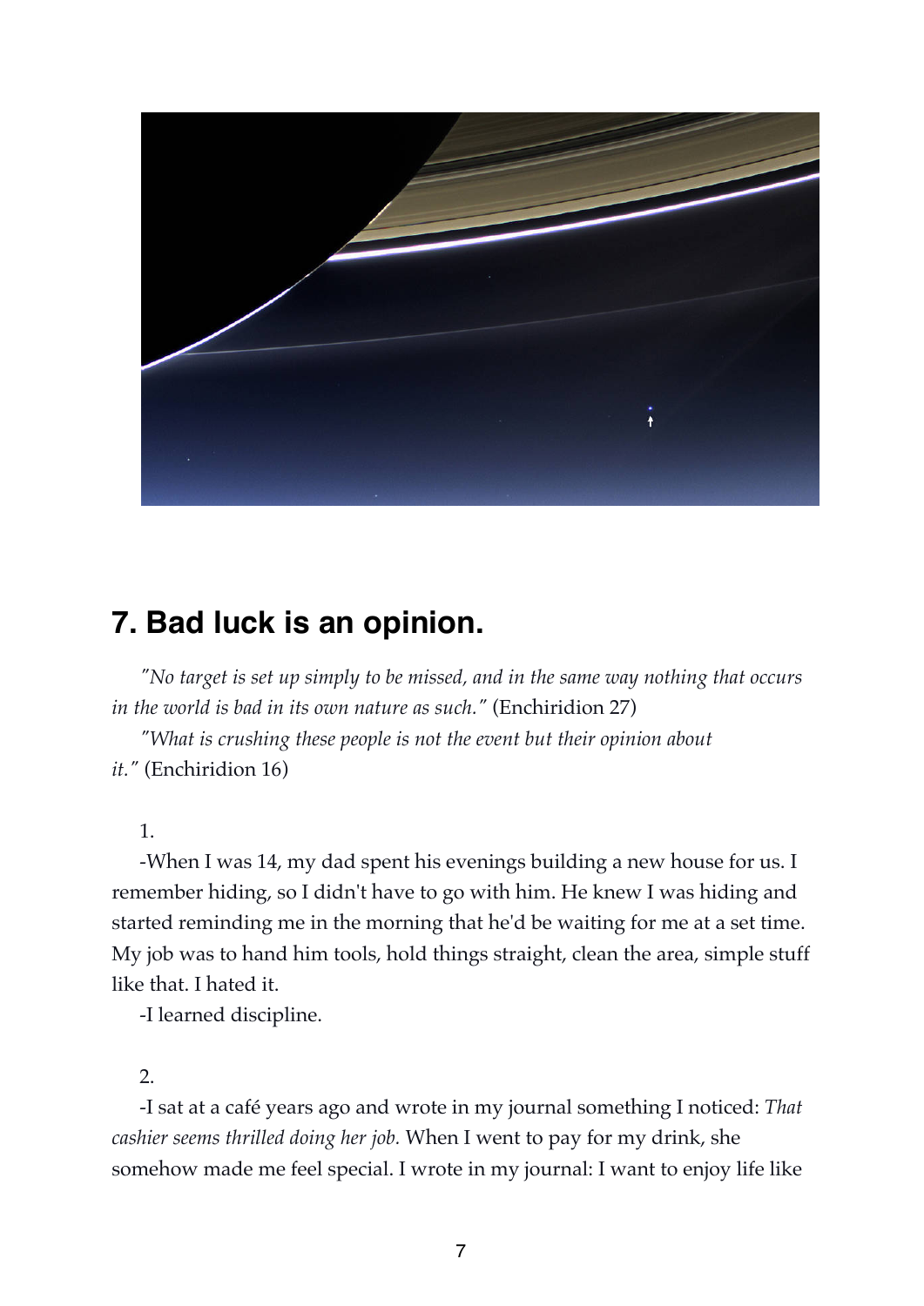## 7. Bad luck is an opinion.

*"No target is set up simply to be missed, and in the same way nothing that occurs in the world is bad in its own nature as such."* (Enchiridion 27)

*"What is crushing these people is not the event but their opinion about it."* (Enchiridion 16)

1.

-When I was 14, my dad spent his evenings building a new house for us. I remember hiding, so I didn't have to go with him. He knew I was hiding and started reminding me in the morning that he'd be waiting for me at a set time. My job was to hand him tools, hold things straight, clean the area, simple stuff like that. I hated it.

-I learned discipline.

2.

-I sat at a café years ago and wrote in my journal something I noticed: *That cashier seems thrilled doing her job.* When I went to pay for my drink, she somehow made me feel special. I wrote in my journal: I want to enjoy life like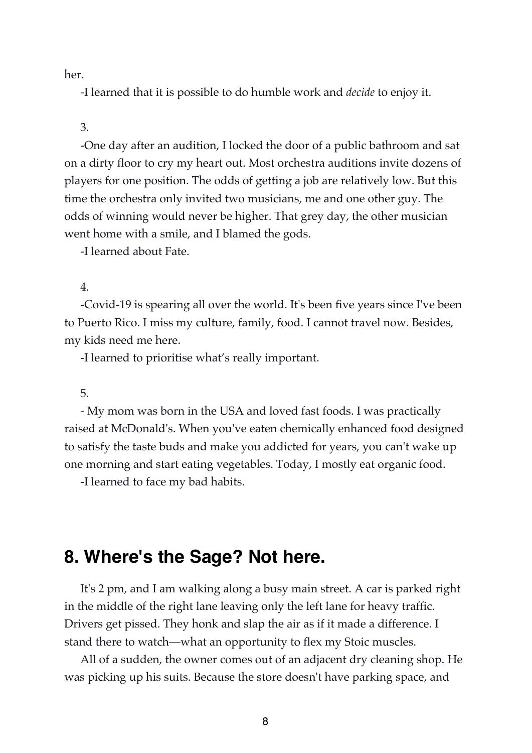her.

-I learned that it is possible to do humble work and *decide* to enjoy it.

3.

-One day after an audition, I locked the door of a public bathroom and sat on a dirty floor to cry my heart out. Most orchestra auditions invite dozens of players for one position. The odds of getting a job are relatively low. But this time the orchestra only invited two musicians, me and one other guy. The odds of winning would never be higher. That grey day, the other musician went home with a smile, and I blamed the gods.

-I learned about Fate.

4.

-Covid-19 is spearing all over the world. It's been five years since I've been to Puerto Rico. I miss my culture, family, food. I cannot travel now. Besides, my kids need me here.

-I learned to prioritise what's really important.

5.

- My mom was born in the USA and loved fast foods. I was practically raised at McDonald's. When you've eaten chemically enhanced food designed to satisfy the taste buds and make you addicted for years, you can't wake up one morning and start eating vegetables. Today, I mostly eat organic food.

-I learned to face my bad habits.

## 8. Where's the Sage? Not here.

It's 2 pm, and I am walking along a busy main street. A car is parked right in the middle of the right lane leaving only the left lane for heavy traffic. Drivers get pissed. They honk and slap the air as if it made a difference. I stand there to watch—what an opportunity to flex my Stoic muscles.

All of a sudden, the owner comes out of an adjacent dry cleaning shop. He was picking up his suits. Because the store doesn't have parking space, and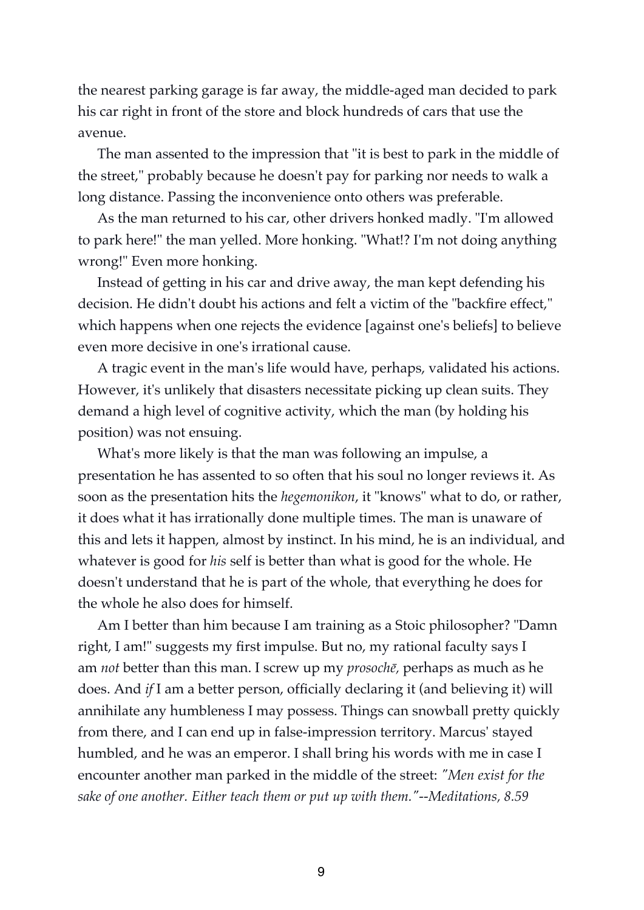the nearest parking garage is far away, the middle-aged man decided to park his car right in front of the store and block hundreds of cars that use the avenue.

The man assented to the impression that "it is best to park in the middle of the street," probably because he doesn't pay for parking nor needs to walk a long distance. Passing the inconvenience onto others was preferable.

As the man returned to his car, other drivers honked madly. "I'm allowed to park here!" the man yelled. More honking. "What!? I'm not doing anything wrong!" Even more honking.

Instead of getting in his car and drive away, the man kept defending his decision. He didn't doubt his actions and felt a victim of the "backfire effect," which happens when one rejects the evidence [against one's beliefs] to believe even more decisive in one's irrational cause.

A tragic event in the man's life would have, perhaps, validated his actions. However, it's unlikely that disasters necessitate picking up clean suits. They demand a high level of cognitive activity, which the man (by holding his position) was not ensuing.

What's more likely is that the man was following an impulse, a presentation he has assented to so often that his soul no longer reviews it. As soon as the presentation hits the *hegemonikon*, it "knows" what to do, or rather, it does what it has irrationally done multiple times. The man is unaware of this and lets it happen, almost by instinct. In his mind, he is an individual, and whatever is good for *his* self is better than what is good for the whole. He doesn't understand that he is part of the whole, that everything he does for the whole he also does for himself.

Am I better than him because I am training as a Stoic philosopher? "Damn right, I am!" suggests my first impulse. But no, my rational faculty says I am *not* better than this man. I screw up my *prosochē,* perhaps as much as he does. And *if* I am a better person, officially declaring it (and believing it) will annihilate any humbleness I may possess. Things can snowball pretty quickly from there, and I can end up in false-impression territory. Marcus' stayed humbled, and he was an emperor. I shall bring his words with me in case I encounter another man parked in the middle of the street: *"Men exist for the sake of one another. Either teach them or put up with them."--Meditations, 8.59*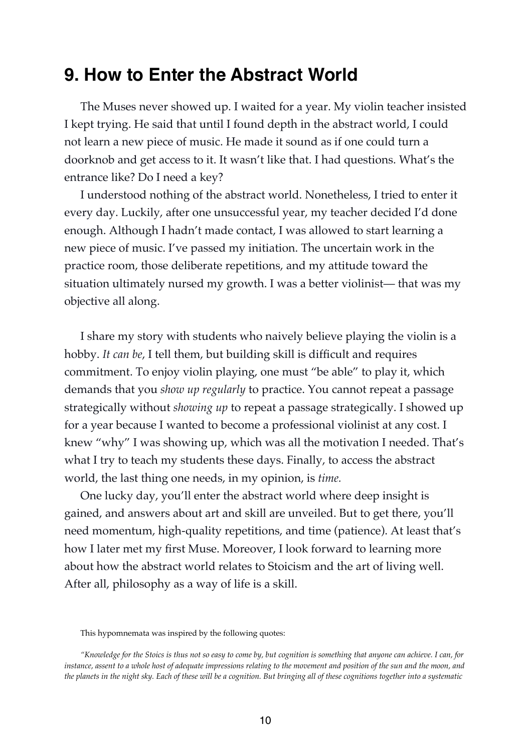## 9. How to Enter the Abstract World

The Muses never showed up. I waited for a year. My violin teacher insisted I kept trying. He said that until I found depth in the abstract world, I could not learn a new piece of music. He made it sound as if one could turn a doorknob and get access to it. It wasn't like that. I had questions. What's the entrance like? Do I need a key?

I understood nothing of the abstract world. Nonetheless, I tried to enter it every day. Luckily, after one unsuccessful year, my teacher decided I'd done enough. Although I hadn't made contact, I was allowed to start learning a new piece of music. I've passed my initiation. The uncertain work in the practice room, those deliberate repetitions, and my attitude toward the situation ultimately nursed my growth. I was a better violinist— that was my objective all along.

I share my story with students who naively believe playing the violin is a hobby. *It can be*, I tell them, but building skill is difficult and requires commitment. To enjoy violin playing, one must "be able" to play it, which demands that you *show up regularly* to practice. You cannot repeat a passage strategically without *showing up* to repeat a passage strategically. I showed up for a year because I wanted to become a professional violinist at any cost. I knew "why" I was showing up, which was all the motivation I needed. That's what I try to teach my students these days. Finally, to access the abstract world, the last thing one needs, in my opinion, is *time.*

One lucky day, you'll enter the abstract world where deep insight is gained, and answers about art and skill are unveiled. But to get there, you'll need momentum, high-quality repetitions, and time (patience). At least that's how I later met my first Muse. Moreover, I look forward to learning more about how the abstract world relates to Stoicism and the art of living well. After all, philosophy as a way of life is a skill.

This hypomnemata was inspired by the following quotes:

*"Knowledge for the Stoics is thus not so easy to come by, but cognition is something that anyone can achieve. I can, for instance, assent to a whole host of adequate impressions relating to the movement and position of the sun and the moon, and the planets in the night sky. Each of these will be a cognition. But bringing all of these cognitions together into a systematic*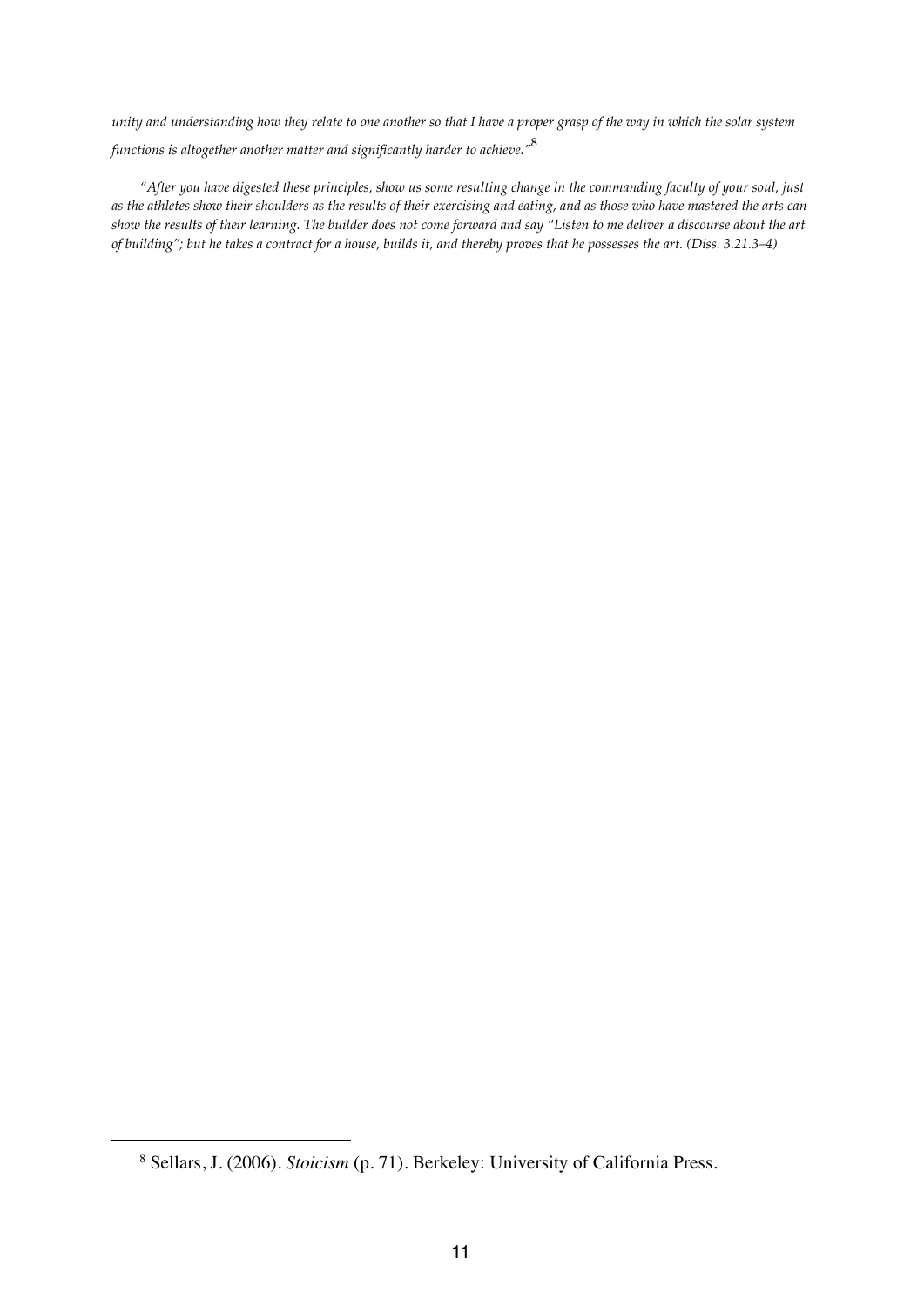*unity and understanding how they relate to one another so that I have a proper grasp of the way in which the solar system functions is altogether another matter and significantly harder to achieve."*[8]

*"After you have digested these principles, show us some resulting change in the commanding faculty of your soul, just as the athletes show their shoulders as the results of their exercising and eating, and as those who have mastered the arts can show the results of their learning. The builder does not come forward and say "Listen to me deliver a discourse about the art of building"; but he takes a contract for a house, builds it, and thereby proves that he possesses the art. (Diss. 3.21.3–4)*

[8] Sellars, J. (2006). *Stoicism* (p. 71). Berkeley: University of California Press.